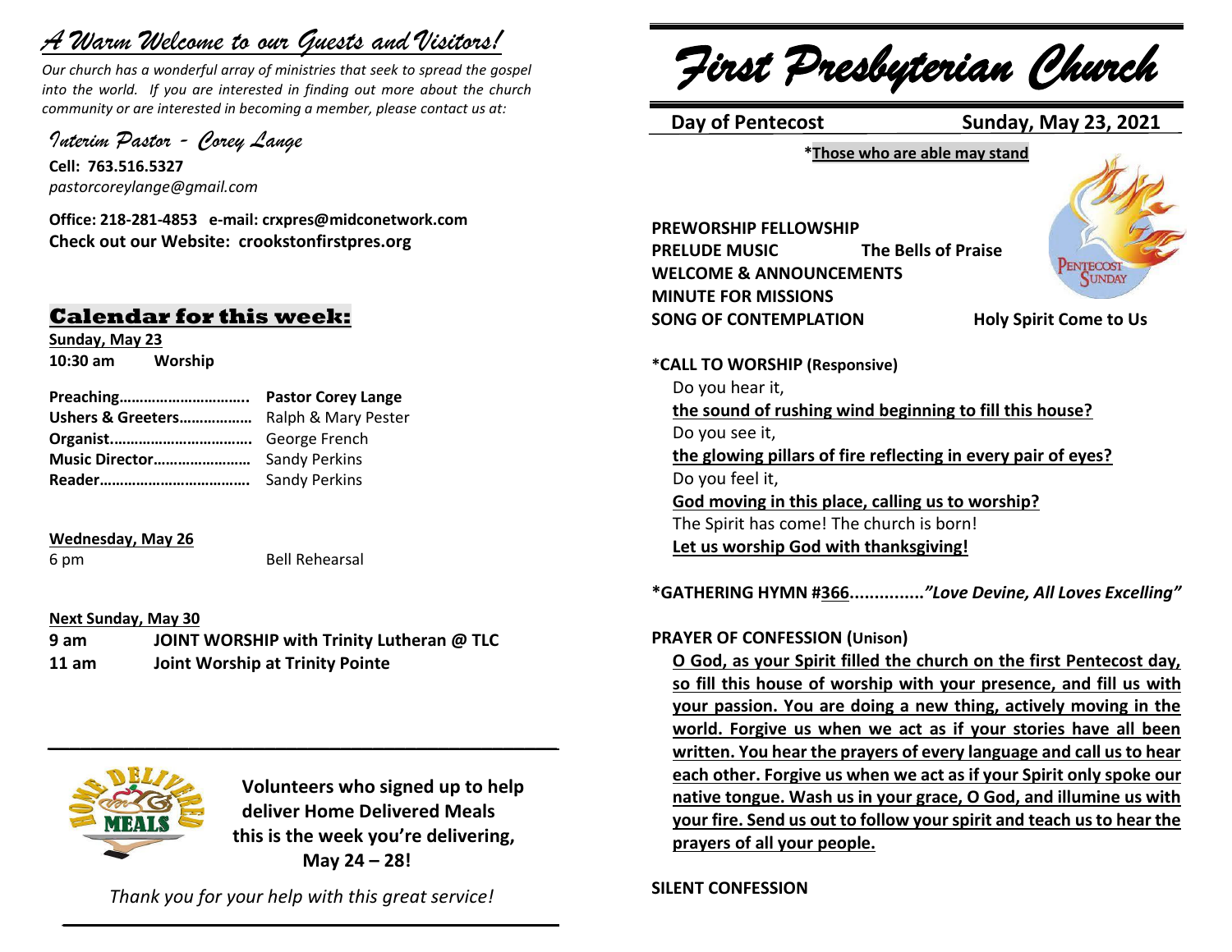# *A Warm Welcome to our Guests and Visitors!*

*Our church has a wonderful array of ministries that seek to spread the gospel into the world. If you are interested in finding out more about the church community or are interested in becoming a member, please contact us at:*

*Interim Pastor - Corey Lange*

**Cell: 763.516.5327**
*pastorcoreylange@gmail.com*

**Office: 218-281-4853 e-mail: crxpres@midconetwork.com**
**Check out our Website: crookstonfirstpres.org**

## Calendar for this week:

**Sunday, May 23**
**10:30 am Worship**

**Preaching…………………………..** **Pastor Corey Lange**
**Ushers & Greeters………………** Ralph & Mary Pester
**Organist……………………………..** George French
**Music Director……………………** Sandy Perkins
**Reader……………………………….** Sandy Perkins

**Wednesday, May 26**
6 pm Bell Rehearsal

**Next Sunday, May 30**
**9 am JOINT WORSHIP with Trinity Lutheran @ TLC**
**11 am Joint Worship at Trinity Pointe**

---

**Volunteers who signed up to help deliver Home Delivered Meals this is the week you're delivering, May 24 – 28!**

*Thank you for your help with this great service!*

---

# *First Presbyterian Church*

**Day of Pentecost** **Sunday, May 23, 2021**

**\*Those who are able may stand**

**PREWORSHIP FELLOWSHIP**
**PRELUDE MUSIC** **The Bells of Praise**
**WELCOME & ANNOUNCEMENTS**
**MINUTE FOR MISSIONS**
**SONG OF CONTEMPLATION** **Holy Spirit Come to Us**

**\*CALL TO WORSHIP (Responsive)**

Do you hear it,
**the sound of rushing wind beginning to fill this house?**
Do you see it,
**the glowing pillars of fire reflecting in every pair of eyes?**
Do you feel it,
**God moving in this place, calling us to worship?**
The Spirit has come! The church is born!
**Let us worship God with thanksgiving!**

**\*GATHERING HYMN #366...............*"Love Devine, All Loves Excelling"***

**PRAYER OF CONFESSION (Unison)**

**O God, as your Spirit filled the church on the first Pentecost day, so fill this house of worship with your presence, and fill us with your passion. You are doing a new thing, actively moving in the world. Forgive us when we act as if your stories have all been written. You hear the prayers of every language and call us to hear each other. Forgive us when we act as if your Spirit only spoke our native tongue. Wash us in your grace, O God, and illumine us with your fire. Send us out to follow your spirit and teach us to hear the prayers of all your people.**

**SILENT CONFESSION**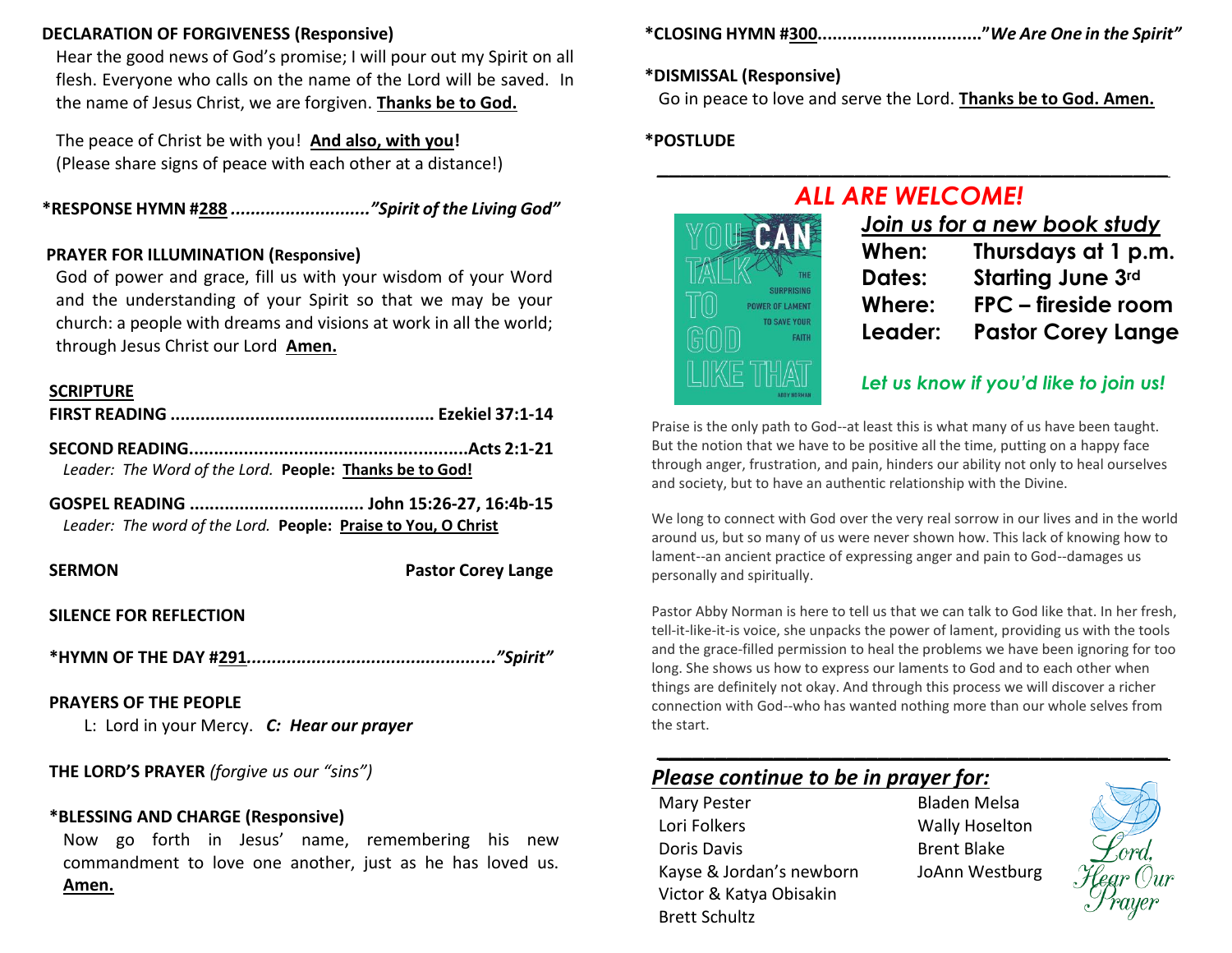**DECLARATION OF FORGIVENESS (Responsive)**

Hear the good news of God's promise; I will pour out my Spirit on all flesh. Everyone who calls on the name of the Lord will be saved. In the name of Jesus Christ, we are forgiven. **Thanks be to God.**

The peace of Christ be with you! **And also, with you!**
(Please share signs of peace with each other at a distance!)

**\*RESPONSE HYMN #288 ...........................** ***"Spirit of the Living God"***

**PRAYER FOR ILLUMINATION (Responsive)**

God of power and grace, fill us with your wisdom of your Word and the understanding of your Spirit so that we may be your church: a people with dreams and visions at work in all the world; through Jesus Christ our Lord **Amen.**

**SCRIPTURE**

**FIRST READING .................................................... Ezekiel 37:1-14**

**SECOND READING.......................................................Acts 2:1-21**
*Leader: The Word of the Lord.* **People: Thanks be to God!**

**GOSPEL READING ................................... John 15:26-27, 16:4b-15**
*Leader: The word of the Lord.* **People: Praise to You, O Christ**

**SERMON** **Pastor Corey Lange**

**SILENCE FOR REFLECTION**

**\*HYMN OF THE DAY #291.................................................** ***"Spirit"***

**PRAYERS OF THE PEOPLE**

L: Lord in your Mercy. ***C: Hear our prayer***

**THE LORD'S PRAYER** *(forgive us our "sins")*

**\*BLESSING AND CHARGE (Responsive)**

Now go forth in Jesus' name, remembering his new commandment to love one another, just as he has loved us. **Amen.**

**\*CLOSING HYMN #300................................** ***"We Are One in the Spirit"***

**\*DISMISSAL (Responsive)**

Go in peace to love and serve the Lord. **Thanks be to God. Amen.**

**\*POSTLUDE**

---

## *ALL ARE WELCOME!*

***Join us for a new book study***

**When:** Thursdays at 1 p.m.
**Dates:** Starting June 3rd
**Where:** FPC – fireside room
**Leader:** Pastor Corey Lange

***Let us know if you'd like to join us!***

Praise is the only path to God--at least this is what many of us have been taught. But the notion that we have to be positive all the time, putting on a happy face through anger, frustration, and pain, hinders our ability not only to heal ourselves and society, but to have an authentic relationship with the Divine.

We long to connect with God over the very real sorrow in our lives and in the world around us, but so many of us were never shown how. This lack of knowing how to lament--an ancient practice of expressing anger and pain to God--damages us personally and spiritually.

Pastor Abby Norman is here to tell us that we can talk to God like that. In her fresh, tell-it-like-it-is voice, she unpacks the power of lament, providing us with the tools and the grace-filled permission to heal the problems we have been ignoring for too long. She shows us how to express our laments to God and to each other when things are definitely not okay. And through this process we will discover a richer connection with God--who has wanted nothing more than our whole selves from the start.

---

## ***Please continue to be in prayer for:***

Mary Pester
Lori Folkers
Doris Davis
Kayse & Jordan's newborn
Victor & Katya Obisakin
Brett Schultz
Bladen Melsa
Wally Hoselton
Brent Blake
JoAnn Westburg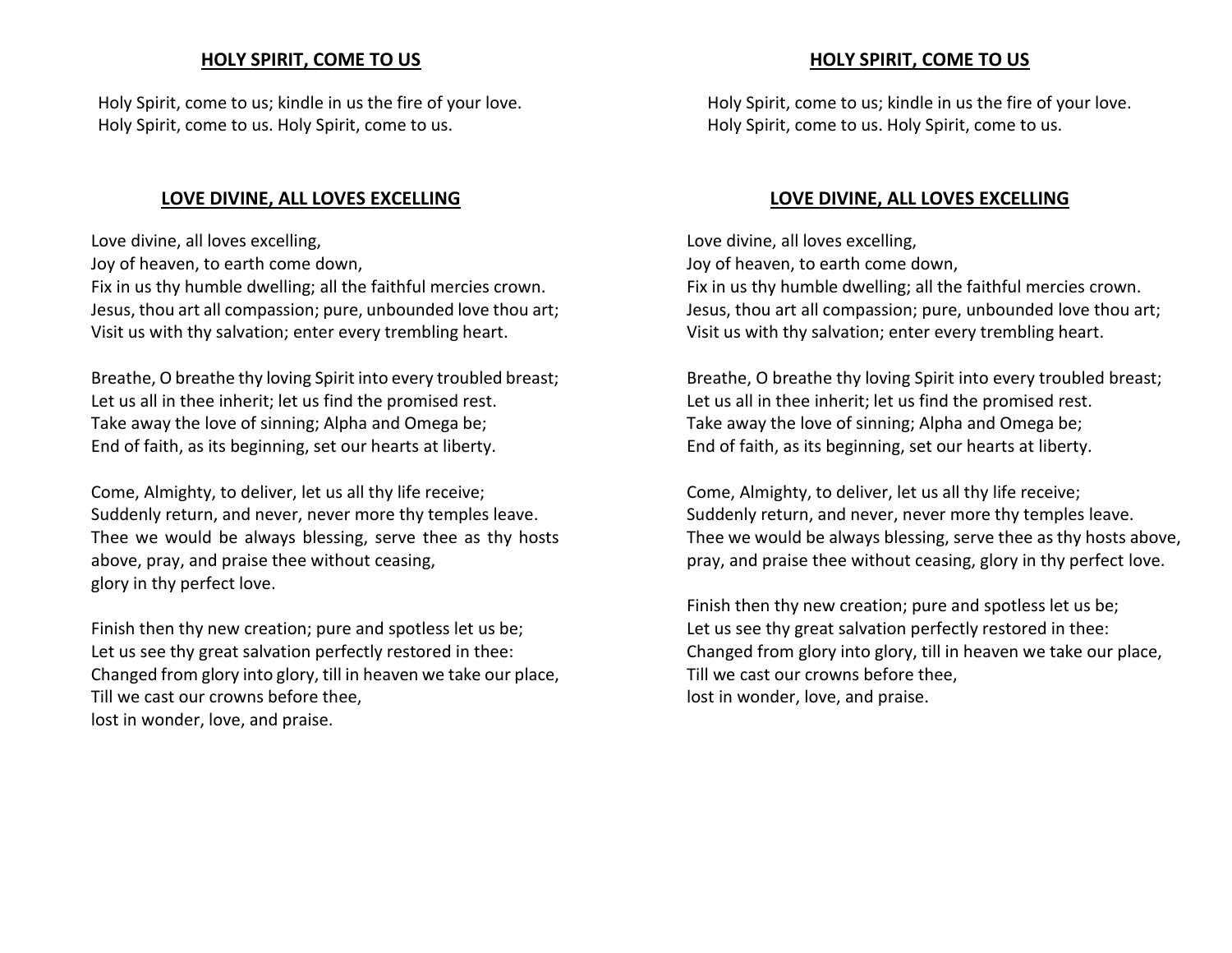## HOLY SPIRIT, COME TO US

Holy Spirit, come to us; kindle in us the fire of your love.
Holy Spirit, come to us. Holy Spirit, come to us.

## LOVE DIVINE, ALL LOVES EXCELLING

Love divine, all loves excelling,
Joy of heaven, to earth come down,
Fix in us thy humble dwelling; all the faithful mercies crown.
Jesus, thou art all compassion; pure, unbounded love thou art;
Visit us with thy salvation; enter every trembling heart.

Breathe, O breathe thy loving Spirit into every troubled breast;
Let us all in thee inherit; let us find the promised rest.
Take away the love of sinning; Alpha and Omega be;
End of faith, as its beginning, set our hearts at liberty.

Come, Almighty, to deliver, let us all thy life receive;
Suddenly return, and never, never more thy temples leave.
Thee we would be always blessing, serve thee as thy hosts above, pray, and praise thee without ceasing,
glory in thy perfect love.

Finish then thy new creation; pure and spotless let us be;
Let us see thy great salvation perfectly restored in thee:
Changed from glory into glory, till in heaven we take our place,
Till we cast our crowns before thee,
lost in wonder, love, and praise.

## HOLY SPIRIT, COME TO US

Holy Spirit, come to us; kindle in us the fire of your love.
Holy Spirit, come to us. Holy Spirit, come to us.

## LOVE DIVINE, ALL LOVES EXCELLING

Love divine, all loves excelling,
Joy of heaven, to earth come down,
Fix in us thy humble dwelling; all the faithful mercies crown.
Jesus, thou art all compassion; pure, unbounded love thou art;
Visit us with thy salvation; enter every trembling heart.

Breathe, O breathe thy loving Spirit into every troubled breast;
Let us all in thee inherit; let us find the promised rest.
Take away the love of sinning; Alpha and Omega be;
End of faith, as its beginning, set our hearts at liberty.

Come, Almighty, to deliver, let us all thy life receive;
Suddenly return, and never, never more thy temples leave.
Thee we would be always blessing, serve thee as thy hosts above,
pray, and praise thee without ceasing, glory in thy perfect love.

Finish then thy new creation; pure and spotless let us be;
Let us see thy great salvation perfectly restored in thee:
Changed from glory into glory, till in heaven we take our place,
Till we cast our crowns before thee,
lost in wonder, love, and praise.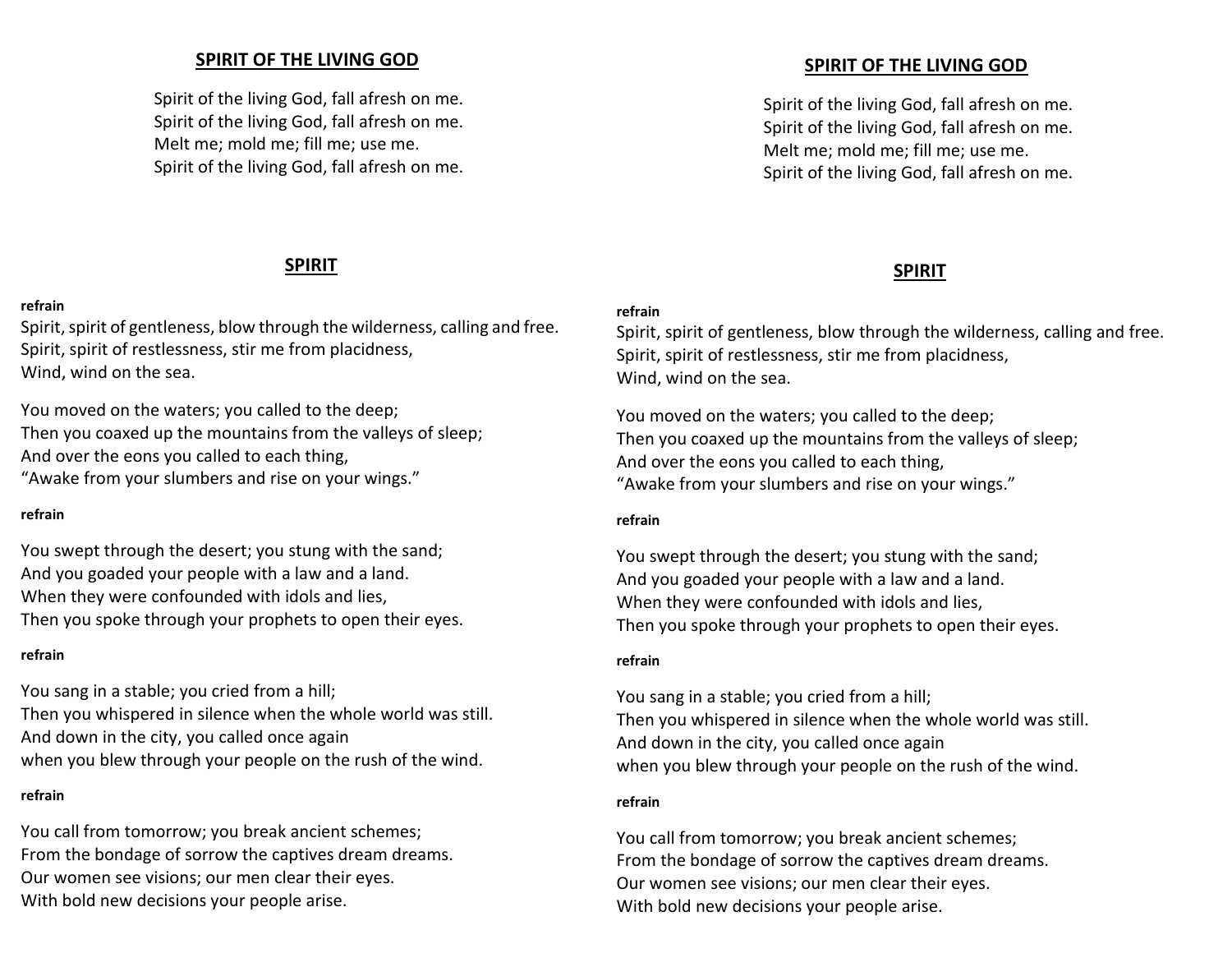## SPIRIT OF THE LIVING GOD

Spirit of the living God, fall afresh on me.
Spirit of the living God, fall afresh on me.
Melt me; mold me; fill me; use me.
Spirit of the living God, fall afresh on me.

## SPIRIT

**refrain**
Spirit, spirit of gentleness, blow through the wilderness, calling and free.
Spirit, spirit of restlessness, stir me from placidness,
Wind, wind on the sea.

You moved on the waters; you called to the deep;
Then you coaxed up the mountains from the valleys of sleep;
And over the eons you called to each thing,
"Awake from your slumbers and rise on your wings."

**refrain**

You swept through the desert; you stung with the sand;
And you goaded your people with a law and a land.
When they were confounded with idols and lies,
Then you spoke through your prophets to open their eyes.

**refrain**

You sang in a stable; you cried from a hill;
Then you whispered in silence when the whole world was still.
And down in the city, you called once again
when you blew through your people on the rush of the wind.

**refrain**

You call from tomorrow; you break ancient schemes;
From the bondage of sorrow the captives dream dreams.
Our women see visions; our men clear their eyes.
With bold new decisions your people arise.

## SPIRIT OF THE LIVING GOD

Spirit of the living God, fall afresh on me.
Spirit of the living God, fall afresh on me.
Melt me; mold me; fill me; use me.
Spirit of the living God, fall afresh on me.

## SPIRIT

**refrain**
Spirit, spirit of gentleness, blow through the wilderness, calling and free.
Spirit, spirit of restlessness, stir me from placidness,
Wind, wind on the sea.

You moved on the waters; you called to the deep;
Then you coaxed up the mountains from the valleys of sleep;
And over the eons you called to each thing,
"Awake from your slumbers and rise on your wings."

**refrain**

You swept through the desert; you stung with the sand;
And you goaded your people with a law and a land.
When they were confounded with idols and lies,
Then you spoke through your prophets to open their eyes.

**refrain**

You sang in a stable; you cried from a hill;
Then you whispered in silence when the whole world was still.
And down in the city, you called once again
when you blew through your people on the rush of the wind.

**refrain**

You call from tomorrow; you break ancient schemes;
From the bondage of sorrow the captives dream dreams.
Our women see visions; our men clear their eyes.
With bold new decisions your people arise.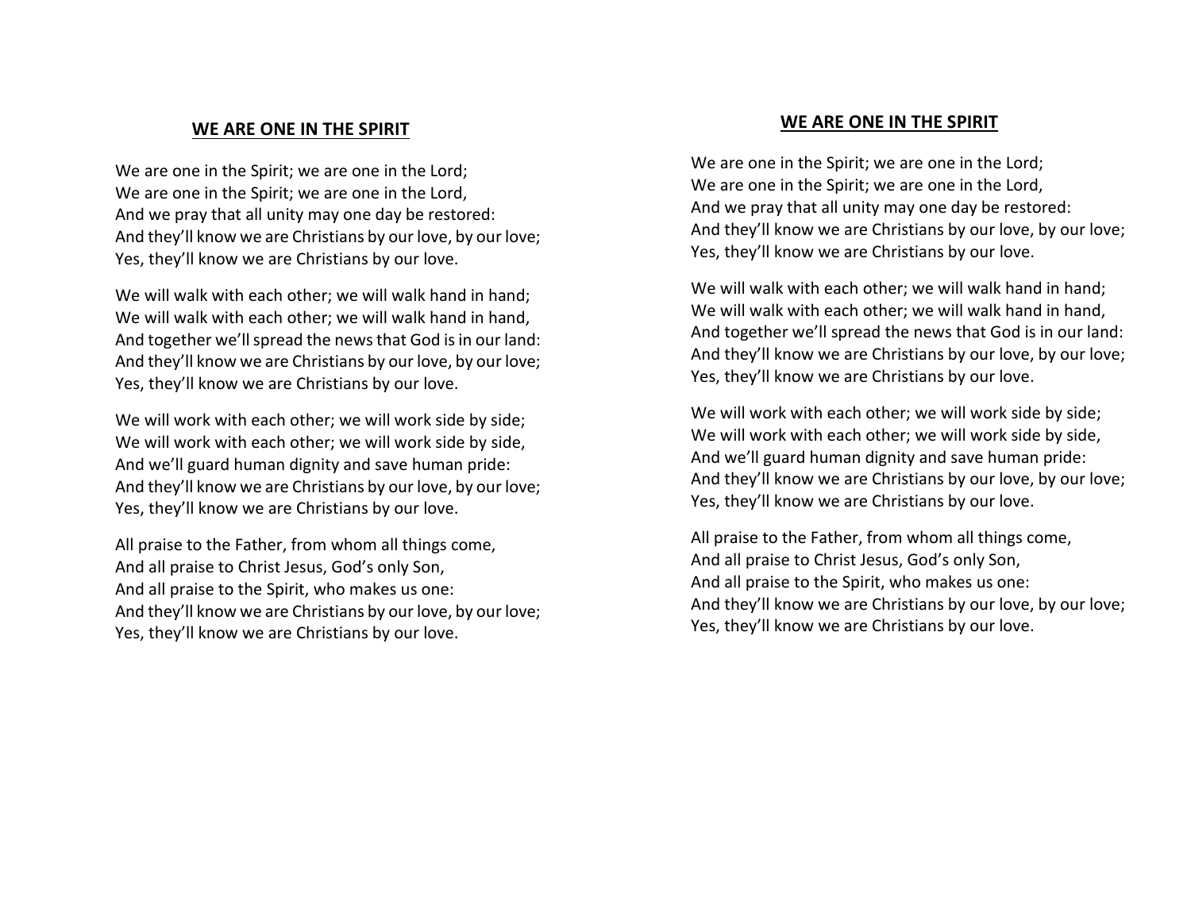## WE ARE ONE IN THE SPIRIT

We are one in the Spirit; we are one in the Lord;
We are one in the Spirit; we are one in the Lord,
And we pray that all unity may one day be restored:
And they'll know we are Christians by our love, by our love;
Yes, they'll know we are Christians by our love.

We will walk with each other; we will walk hand in hand;
We will walk with each other; we will walk hand in hand,
And together we'll spread the news that God is in our land:
And they'll know we are Christians by our love, by our love;
Yes, they'll know we are Christians by our love.

We will work with each other; we will work side by side;
We will work with each other; we will work side by side,
And we'll guard human dignity and save human pride:
And they'll know we are Christians by our love, by our love;
Yes, they'll know we are Christians by our love.

All praise to the Father, from whom all things come,
And all praise to Christ Jesus, God's only Son,
And all praise to the Spirit, who makes us one:
And they'll know we are Christians by our love, by our love;
Yes, they'll know we are Christians by our love.

## WE ARE ONE IN THE SPIRIT

We are one in the Spirit; we are one in the Lord;
We are one in the Spirit; we are one in the Lord,
And we pray that all unity may one day be restored:
And they'll know we are Christians by our love, by our love;
Yes, they'll know we are Christians by our love.

We will walk with each other; we will walk hand in hand;
We will walk with each other; we will walk hand in hand,
And together we'll spread the news that God is in our land:
And they'll know we are Christians by our love, by our love;
Yes, they'll know we are Christians by our love.

We will work with each other; we will work side by side;
We will work with each other; we will work side by side,
And we'll guard human dignity and save human pride:
And they'll know we are Christians by our love, by our love;
Yes, they'll know we are Christians by our love.

All praise to the Father, from whom all things come,
And all praise to Christ Jesus, God's only Son,
And all praise to the Spirit, who makes us one:
And they'll know we are Christians by our love, by our love;
Yes, they'll know we are Christians by our love.